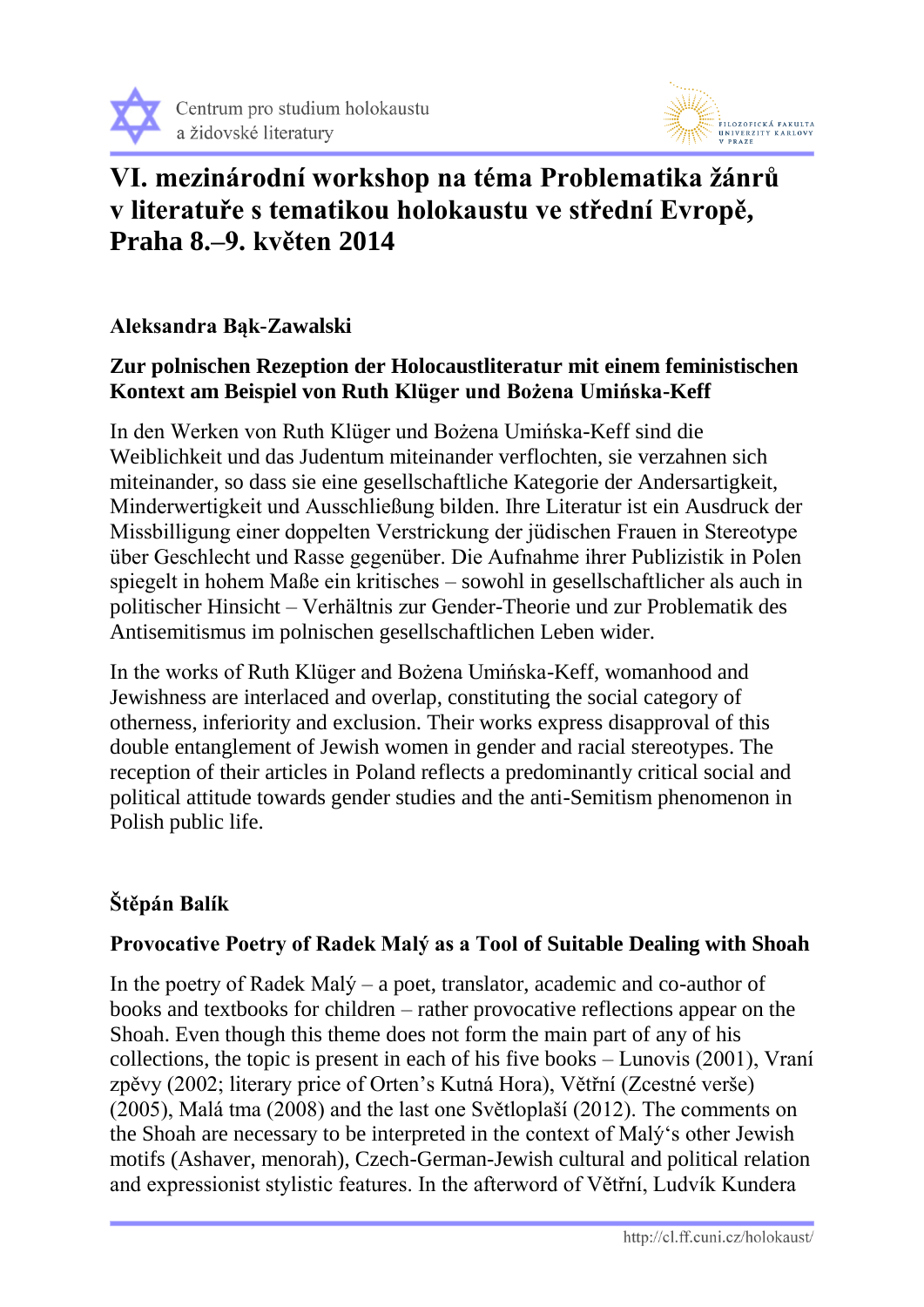Centrum pro studium holokaustu a židovské literatury

# VI. mezinárodní workshop na téma Problematika žánrů v literatuře s tematikou holokaustu ve střední Evropě, Praha 8.–9. květen 2014

### Aleksandra Bąk-Zawalski

### Zur polnischen Rezeption der Holocaustliteratur mit einem feministischen Kontext am Beispiel von Ruth Klüger und Bożena Umińska-Keff

In den Werken von Ruth Klüger und Bożena Umińska-Keff sind die Weiblichkeit und das Judentum miteinander verflochten, sie verzahnen sich miteinander, so dass sie eine gesellschaftliche Kategorie der Andersartigkeit, Minderwertigkeit und Ausschließung bilden. Ihre Literatur ist ein Ausdruck der Missbilligung einer doppelten Verstrickung der jüdischen Frauen in Stereotype über Geschlecht und Rasse gegenüber. Die Aufnahme ihrer Publizistik in Polen spiegelt in hohem Maße ein kritisches – sowohl in gesellschaftlicher als auch in politischer Hinsicht – Verhältnis zur Gender-Theorie und zur Problematik des Antisemitismus im polnischen gesellschaftlichen Leben wider.

In the works of Ruth Klüger and Bożena Umińska-Keff, womanhood and Jewishness are interlaced and overlap, constituting the social category of otherness, inferiority and exclusion. Their works express disapproval of this double entanglement of Jewish women in gender and racial stereotypes. The reception of their articles in Poland reflects a predominantly critical social and political attitude towards gender studies and the anti-Semitism phenomenon in Polish public life.

### Štěpán Balík

### Provocative Poetry of Radek Malý as a Tool of Suitable Dealing with Shoah

In the poetry of Radek Malý – a poet, translator, academic and co-author of books and textbooks for children – rather provocative reflections appear on the Shoah. Even though this theme does not form the main part of any of his collections, the topic is present in each of his five books – Lunovis (2001), Vraní zpěvy (2002; literary price of Orten's Kutná Hora), Větřní (Zcestné verše) (2005), Malá tma (2008) and the last one Světloplaší (2012). The comments on the Shoah are necessary to be interpreted in the context of Malý's other Jewish motifs (Ashaver, menorah), Czech-German-Jewish cultural and political relation and expressionist stylistic features. In the afterword of Větřní, Ludvík Kundera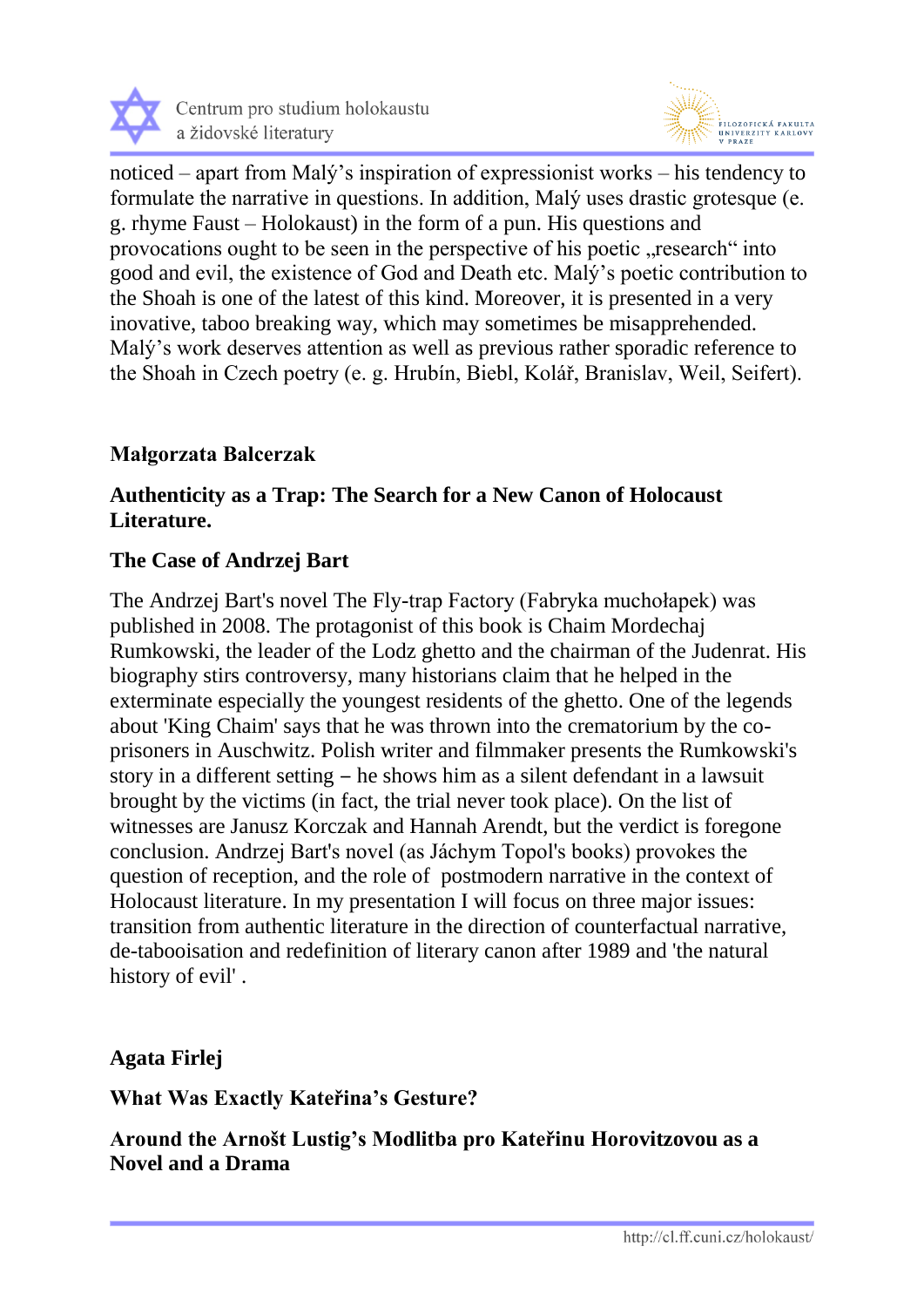noticed – apart from Malý's inspiration of expressionist works – his tendency to formulate the narrative in questions. In addition, Malý uses drastic grotesque (e. g. rhyme Faust – Holokaust) in the form of a pun. His questions and provocations ought to be seen in the perspective of his poetic „research" into good and evil, the existence of God and Death etc. Malý's poetic contribution to the Shoah is one of the latest of this kind. Moreover, it is presented in a very inovative, taboo breaking way, which may sometimes be misapprehended. Malý's work deserves attention as well as previous rather sporadic reference to the Shoah in Czech poetry (e. g. Hrubín, Biebl, Kolář, Branislav, Weil, Seifert).

**Małgorzata Balcerzak**

**Authenticity as a Trap: The Search for a New Canon of Holocaust Literature.**

**The Case of Andrzej Bart**

The Andrzej Bart's novel The Fly-trap Factory (Fabryka muchołapek) was published in 2008. The protagonist of this book is Chaim Mordechaj Rumkowski, the leader of the Lodz ghetto and the chairman of the Judenrat. His biography stirs controversy, many historians claim that he helped in the exterminate especially the youngest residents of the ghetto. One of the legends about 'King Chaim' says that he was thrown into the crematorium by the co-prisoners in Auschwitz. Polish writer and filmmaker presents the Rumkowski's story in a different setting – he shows him as a silent defendant in a lawsuit brought by the victims (in fact, the trial never took place). On the list of witnesses are Janusz Korczak and Hannah Arendt, but the verdict is foregone conclusion. Andrzej Bart's novel (as Jáchym Topol's books) provokes the question of reception, and the role of  postmodern narrative in the context of Holocaust literature. In my presentation I will focus on three major issues: transition from authentic literature in the direction of counterfactual narrative, de-tabooisation and redefinition of literary canon after 1989 and 'the natural history of evil' .

**Agata Firlej**

**What Was Exactly Kateřina's Gesture?**

**Around the Arnošt Lustig's Modlitba pro Kateřinu Horovitzovou as a Novel and a Drama**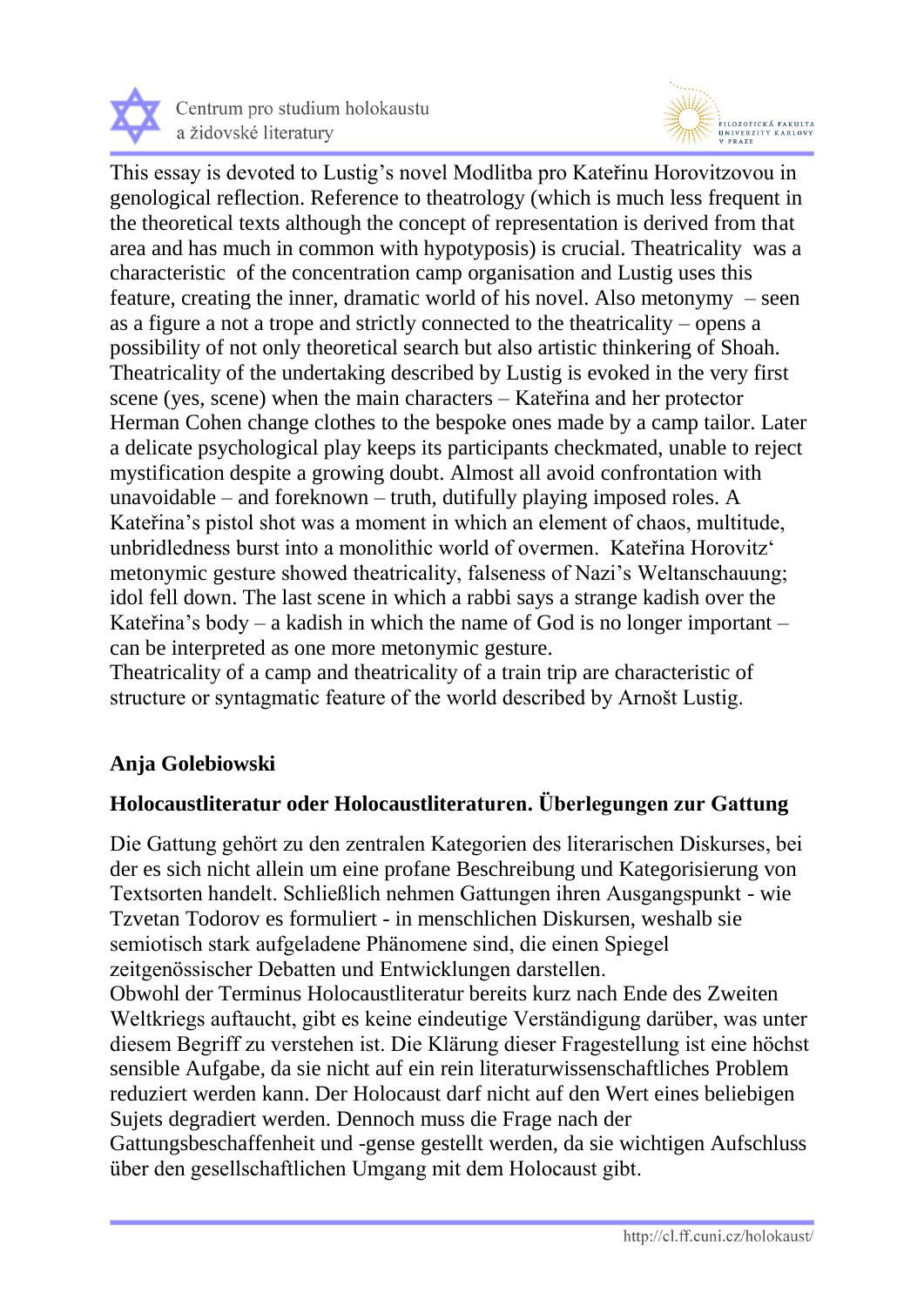This essay is devoted to Lustig's novel Modlitba pro Kateřinu Horovitzovou in genological reflection. Reference to theatrology (which is much less frequent in the theoretical texts although the concept of representation is derived from that area and has much in common with hypotyposis) is crucial. Theatricality was a characteristic of the concentration camp organisation and Lustig uses this feature, creating the inner, dramatic world of his novel. Also metonymy – seen as a figure a not a trope and strictly connected to the theatricality – opens a possibility of not only theoretical search but also artistic thinkering of Shoah. Theatricality of the undertaking described by Lustig is evoked in the very first scene (yes, scene) when the main characters – Kateřina and her protector Herman Cohen change clothes to the bespoke ones made by a camp tailor. Later a delicate psychological play keeps its participants checkmated, unable to reject mystification despite a growing doubt. Almost all avoid confrontation with unavoidable – and foreknown – truth, dutifully playing imposed roles. A Kateřina's pistol shot was a moment in which an element of chaos, multitude, unbridledness burst into a monolithic world of overmen. Kateřina Horovitz' metonymic gesture showed theatricality, falseness of Nazi's Weltanschauung; idol fell down. The last scene in which a rabbi says a strange kadish over the Kateřina's body – a kadish in which the name of God is no longer important – can be interpreted as one more metonymic gesture.
Theatricality of a camp and theatricality of a train trip are characteristic of structure or syntagmatic feature of the world described by Arnošt Lustig.

**Anja Golebiowski**

**Holocaustliteratur oder Holocaustliteraturen. Überlegungen zur Gattung**

Die Gattung gehört zu den zentralen Kategorien des literarischen Diskurses, bei der es sich nicht allein um eine profane Beschreibung und Kategorisierung von Textsorten handelt. Schließlich nehmen Gattungen ihren Ausgangspunkt - wie Tzvetan Todorov es formuliert - in menschlichen Diskursen, weshalb sie semiotisch stark aufgeladene Phänomene sind, die einen Spiegel zeitgenössischer Debatten und Entwicklungen darstellen.
Obwohl der Terminus Holocaustliteratur bereits kurz nach Ende des Zweiten Weltkriegs auftaucht, gibt es keine eindeutige Verständigung darüber, was unter diesem Begriff zu verstehen ist. Die Klärung dieser Fragestellung ist eine höchst sensible Aufgabe, da sie nicht auf ein rein literaturwissenschaftliches Problem reduziert werden kann. Der Holocaust darf nicht auf den Wert eines beliebigen Sujets degradiert werden. Dennoch muss die Frage nach der Gattungsbeschaffenheit und -gense gestellt werden, da sie wichtigen Aufschluss über den gesellschaftlichen Umgang mit dem Holocaust gibt.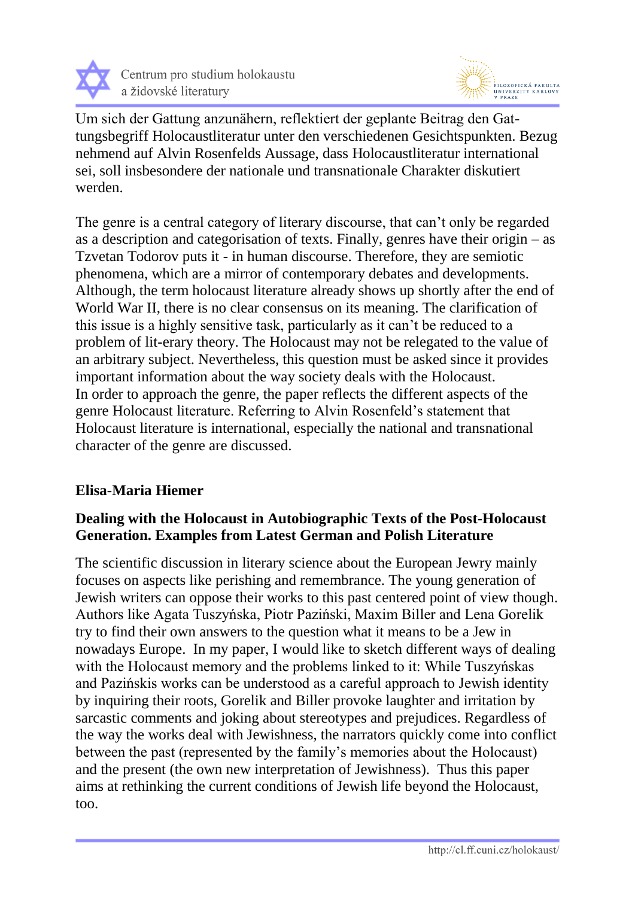Um sich der Gattung anzunähern, reflektiert der geplante Beitrag den Gattungsbegriff Holocaustliteratur unter den verschiedenen Gesichtspunkten. Bezug nehmend auf Alvin Rosenfelds Aussage, dass Holocaustliteratur international sei, soll insbesondere der nationale und transnationale Charakter diskutiert werden.

The genre is a central category of literary discourse, that can't only be regarded as a description and categorisation of texts. Finally, genres have their origin – as Tzvetan Todorov puts it - in human discourse. Therefore, they are semiotic phenomena, which are a mirror of contemporary debates and developments. Although, the term holocaust literature already shows up shortly after the end of World War II, there is no clear consensus on its meaning. The clarification of this issue is a highly sensitive task, particularly as it can't be reduced to a problem of lit-erary theory. The Holocaust may not be relegated to the value of an arbitrary subject. Nevertheless, this question must be asked since it provides important information about the way society deals with the Holocaust.
In order to approach the genre, the paper reflects the different aspects of the genre Holocaust literature. Referring to Alvin Rosenfeld's statement that Holocaust literature is international, especially the national and transnational character of the genre are discussed.

**Elisa-Maria Hiemer**

**Dealing with the Holocaust in Autobiographic Texts of the Post-Holocaust Generation. Examples from Latest German and Polish Literature**

The scientific discussion in literary science about the European Jewry mainly focuses on aspects like perishing and remembrance. The young generation of Jewish writers can oppose their works to this past centered point of view though. Authors like Agata Tuszyńska, Piotr Paziński, Maxim Biller and Lena Gorelik try to find their own answers to the question what it means to be a Jew in nowadays Europe. In my paper, I would like to sketch different ways of dealing with the Holocaust memory and the problems linked to it: While Tuszyńskas and Pazińskis works can be understood as a careful approach to Jewish identity by inquiring their roots, Gorelik and Biller provoke laughter and irritation by sarcastic comments and joking about stereotypes and prejudices. Regardless of the way the works deal with Jewishness, the narrators quickly come into conflict between the past (represented by the family's memories about the Holocaust) and the present (the own new interpretation of Jewishness). Thus this paper aims at rethinking the current conditions of Jewish life beyond the Holocaust, too.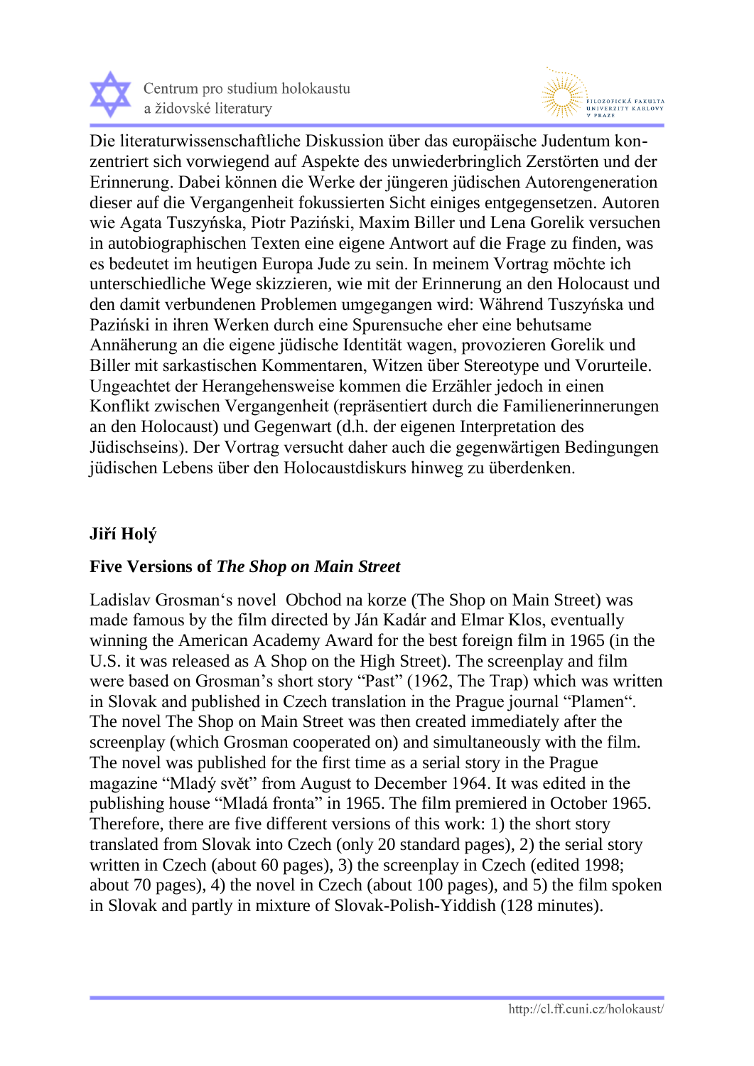Die literaturwissenschaftliche Diskussion über das europäische Judentum konzentriert sich vorwiegend auf Aspekte des unwiederbringlich Zerstörten und der Erinnerung. Dabei können die Werke der jüngeren jüdischen Autorengeneration dieser auf die Vergangenheit fokussierten Sicht einiges entgegensetzen. Autoren wie Agata Tuszyńska, Piotr Paziński, Maxim Biller und Lena Gorelik versuchen in autobiographischen Texten eine eigene Antwort auf die Frage zu finden, was es bedeutet im heutigen Europa Jude zu sein. In meinem Vortrag möchte ich unterschiedliche Wege skizzieren, wie mit der Erinnerung an den Holocaust und den damit verbundenen Problemen umgegangen wird: Während Tuszyńska und Paziński in ihren Werken durch eine Spurensuche eher eine behutsame Annäherung an die eigene jüdische Identität wagen, provozieren Gorelik und Biller mit sarkastischen Kommentaren, Witzen über Stereotype und Vorurteile. Ungeachtet der Herangehensweise kommen die Erzähler jedoch in einen Konflikt zwischen Vergangenheit (repräsentiert durch die Familienerinnerungen an den Holocaust) und Gegenwart (d.h. der eigenen Interpretation des Jüdischseins). Der Vortrag versucht daher auch die gegenwärtigen Bedingungen jüdischen Lebens über den Holocaustdiskurs hinweg zu überdenken.

**Jiří Holý**

**Five Versions of *The Shop on Main Street***

Ladislav Grosman's novel Obchod na korze (The Shop on Main Street) was made famous by the film directed by Ján Kadár and Elmar Klos, eventually winning the American Academy Award for the best foreign film in 1965 (in the U.S. it was released as A Shop on the High Street). The screenplay and film were based on Grosman's short story "Past" (1962, The Trap) which was written in Slovak and published in Czech translation in the Prague journal "Plamen". The novel The Shop on Main Street was then created immediately after the screenplay (which Grosman cooperated on) and simultaneously with the film. The novel was published for the first time as a serial story in the Prague magazine "Mladý svět" from August to December 1964. It was edited in the publishing house "Mladá fronta" in 1965. The film premiered in October 1965. Therefore, there are five different versions of this work: 1) the short story translated from Slovak into Czech (only 20 standard pages), 2) the serial story written in Czech (about 60 pages), 3) the screenplay in Czech (edited 1998; about 70 pages), 4) the novel in Czech (about 100 pages), and 5) the film spoken in Slovak and partly in mixture of Slovak-Polish-Yiddish (128 minutes).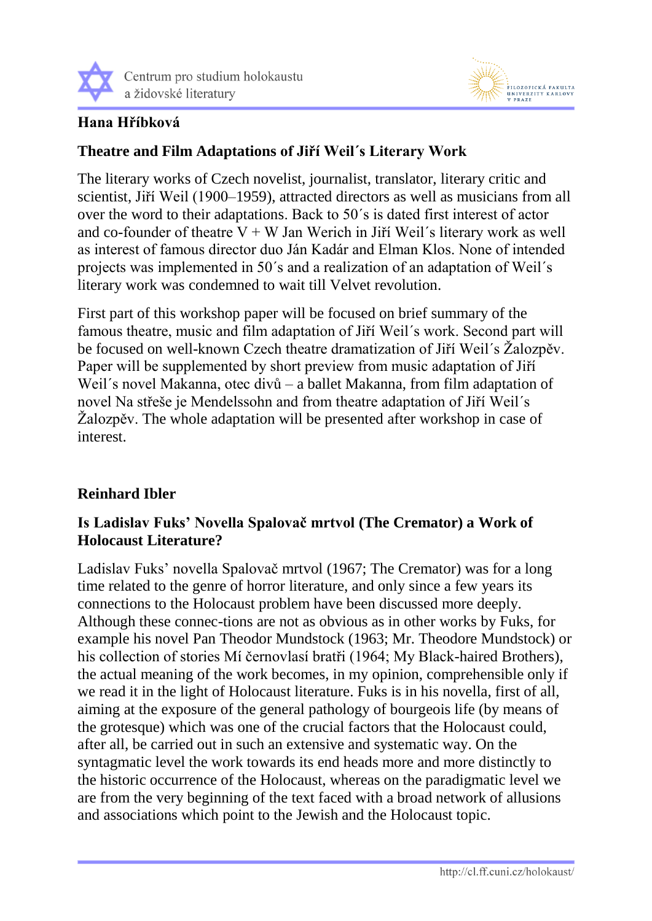**Hana Hříbková**

**Theatre and Film Adaptations of Jiří Weil´s Literary Work**

The literary works of Czech novelist, journalist, translator, literary critic and scientist, Jiří Weil (1900–1959), attracted directors as well as musicians from all over the word to their adaptations. Back to 50´s is dated first interest of actor and co-founder of theatre V + W Jan Werich in Jiří Weil´s literary work as well as interest of famous director duo Ján Kadár and Elman Klos. None of intended projects was implemented in 50´s and a realization of an adaptation of Weil´s literary work was condemned to wait till Velvet revolution.

First part of this workshop paper will be focused on brief summary of the famous theatre, music and film adaptation of Jiří Weil´s work. Second part will be focused on well-known Czech theatre dramatization of Jiří Weil´s Žalozpěv. Paper will be supplemented by short preview from music adaptation of Jiří Weil´s novel Makanna, otec divů – a ballet Makanna, from film adaptation of novel Na střeše je Mendelssohn and from theatre adaptation of Jiří Weil´s Žalozpěv. The whole adaptation will be presented after workshop in case of interest.

**Reinhard Ibler**

**Is Ladislav Fuks' Novella Spalovač mrtvol (The Cremator) a Work of Holocaust Literature?**

Ladislav Fuks' novella Spalovač mrtvol (1967; The Cremator) was for a long time related to the genre of horror literature, and only since a few years its connections to the Holocaust problem have been discussed more deeply. Although these connec-tions are not as obvious as in other works by Fuks, for example his novel Pan Theodor Mundstock (1963; Mr. Theodore Mundstock) or his collection of stories Mí černovlasí bratři (1964; My Black-haired Brothers), the actual meaning of the work becomes, in my opinion, comprehensible only if we read it in the light of Holocaust literature. Fuks is in his novella, first of all, aiming at the exposure of the general pathology of bourgeois life (by means of the grotesque) which was one of the crucial factors that the Holocaust could, after all, be carried out in such an extensive and systematic way. On the syntagmatic level the work towards its end heads more and more distinctly to the historic occurrence of the Holocaust, whereas on the paradigmatic level we are from the very beginning of the text faced with a broad network of allusions and associations which point to the Jewish and the Holocaust topic.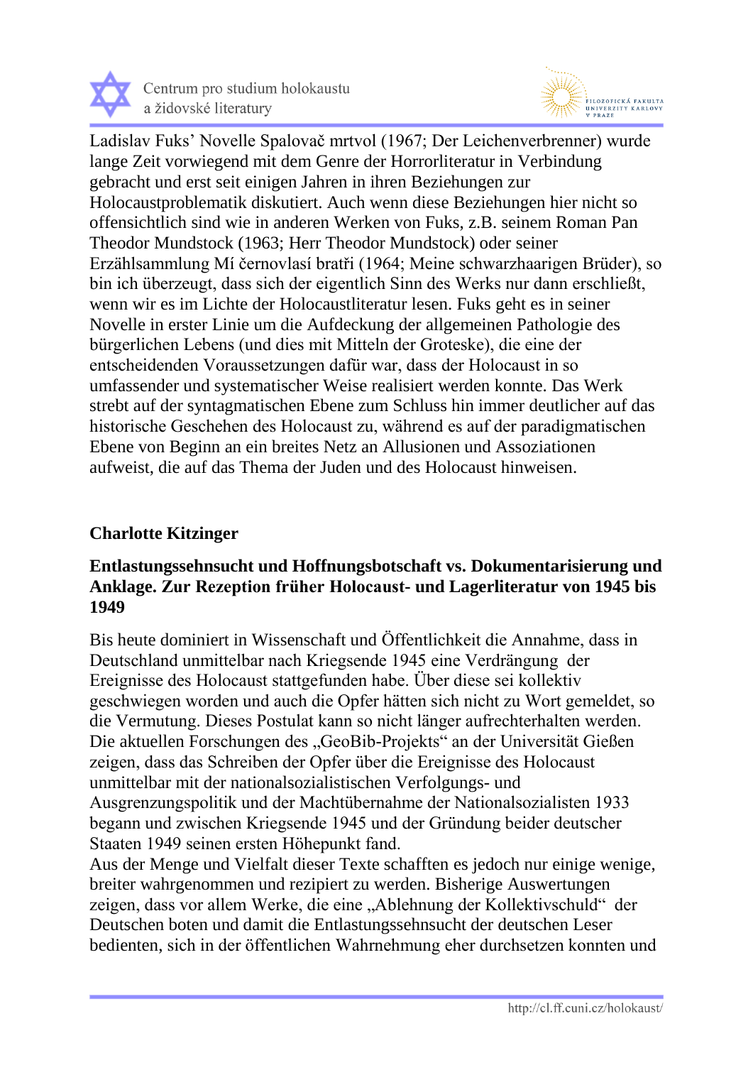Ladislav Fuks' Novelle Spalovač mrtvol (1967; Der Leichenverbrenner) wurde lange Zeit vorwiegend mit dem Genre der Horrorliteratur in Verbindung gebracht und erst seit einigen Jahren in ihren Beziehungen zur Holocaustproblematik diskutiert. Auch wenn diese Beziehungen hier nicht so offensichtlich sind wie in anderen Werken von Fuks, z.B. seinem Roman Pan Theodor Mundstock (1963; Herr Theodor Mundstock) oder seiner Erzählsammlung Mí černovlasí bratři (1964; Meine schwarzhaarigen Brüder), so bin ich überzeugt, dass sich der eigentlich Sinn des Werks nur dann erschließt, wenn wir es im Lichte der Holocaustliteratur lesen. Fuks geht es in seiner Novelle in erster Linie um die Aufdeckung der allgemeinen Pathologie des bürgerlichen Lebens (und dies mit Mitteln der Groteske), die eine der entscheidenden Voraussetzungen dafür war, dass der Holocaust in so umfassender und systematischer Weise realisiert werden konnte. Das Werk strebt auf der syntagmatischen Ebene zum Schluss hin immer deutlicher auf das historische Geschehen des Holocaust zu, während es auf der paradigmatischen Ebene von Beginn an ein breites Netz an Allusionen und Assoziationen aufweist, die auf das Thema der Juden und des Holocaust hinweisen.

**Charlotte Kitzinger**

**Entlastungssehnsucht und Hoffnungsbotschaft vs. Dokumentarisierung und Anklage. Zur Rezeption früher Holocaust- und Lagerliteratur von 1945 bis 1949**

Bis heute dominiert in Wissenschaft und Öffentlichkeit die Annahme, dass in Deutschland unmittelbar nach Kriegsende 1945 eine Verdrängung der Ereignisse des Holocaust stattgefunden habe. Über diese sei kollektiv geschwiegen worden und auch die Opfer hätten sich nicht zu Wort gemeldet, so die Vermutung. Dieses Postulat kann so nicht länger aufrechterhalten werden. Die aktuellen Forschungen des „GeoBib-Projekts" an der Universität Gießen zeigen, dass das Schreiben der Opfer über die Ereignisse des Holocaust unmittelbar mit der nationalsozialistischen Verfolgungs- und Ausgrenzungspolitik und der Machtübernahme der Nationalsozialisten 1933 begann und zwischen Kriegsende 1945 und der Gründung beider deutscher Staaten 1949 seinen ersten Höhepunkt fand.
Aus der Menge und Vielfalt dieser Texte schafften es jedoch nur einige wenige, breiter wahrgenommen und rezipiert zu werden. Bisherige Auswertungen zeigen, dass vor allem Werke, die eine „Ablehnung der Kollektivschuld" der Deutschen boten und damit die Entlastungssehnsucht der deutschen Leser bedienten, sich in der öffentlichen Wahrnehmung eher durchsetzen konnten und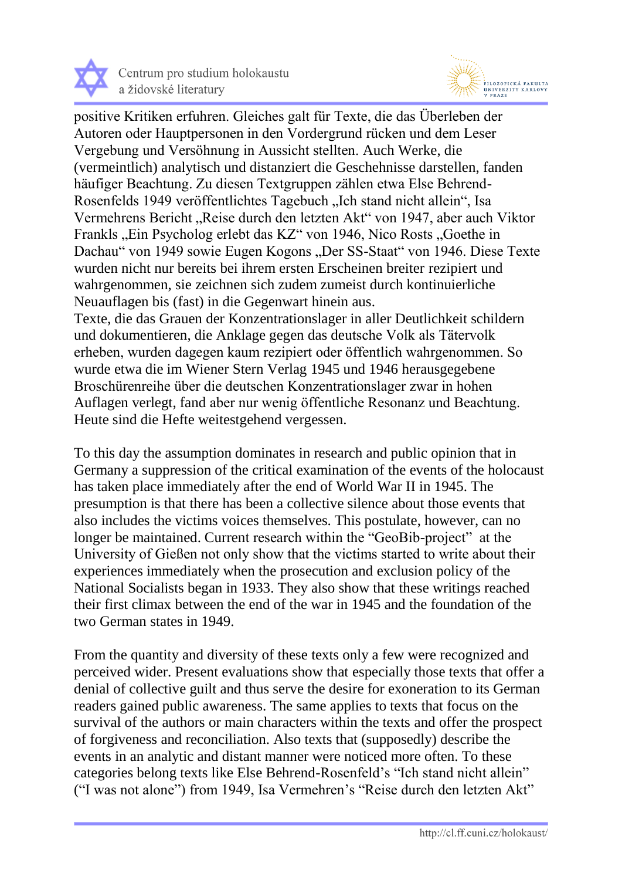positive Kritiken erfuhren. Gleiches galt für Texte, die das Überleben der Autoren oder Hauptpersonen in den Vordergrund rücken und dem Leser Vergebung und Versöhnung in Aussicht stellten. Auch Werke, die (vermeintlich) analytisch und distanziert die Geschehnisse darstellen, fanden häufiger Beachtung. Zu diesen Textgruppen zählen etwa Else Behrend-Rosenfelds 1949 veröffentlichtes Tagebuch „Ich stand nicht allein", Isa Vermehrens Bericht „Reise durch den letzten Akt" von 1947, aber auch Viktor Frankls „Ein Psycholog erlebt das KZ" von 1946, Nico Rosts „Goethe in Dachau" von 1949 sowie Eugen Kogons „Der SS-Staat" von 1946. Diese Texte wurden nicht nur bereits bei ihrem ersten Erscheinen breiter rezipiert und wahrgenommen, sie zeichnen sich zudem zumeist durch kontinuierliche Neuauflagen bis (fast) in die Gegenwart hinein aus.
Texte, die das Grauen der Konzentrationslager in aller Deutlichkeit schildern und dokumentieren, die Anklage gegen das deutsche Volk als Tätervolk erheben, wurden dagegen kaum rezipiert oder öffentlich wahrgenommen. So wurde etwa die im Wiener Stern Verlag 1945 und 1946 herausgegebene Broschürenreihe über die deutschen Konzentrationslager zwar in hohen Auflagen verlegt, fand aber nur wenig öffentliche Resonanz und Beachtung. Heute sind die Hefte weitestgehend vergessen.

To this day the assumption dominates in research and public opinion that in Germany a suppression of the critical examination of the events of the holocaust has taken place immediately after the end of World War II in 1945. The presumption is that there has been a collective silence about those events that also includes the victims voices themselves. This postulate, however, can no longer be maintained. Current research within the "GeoBib-project" at the University of Gießen not only show that the victims started to write about their experiences immediately when the prosecution and exclusion policy of the National Socialists began in 1933. They also show that these writings reached their first climax between the end of the war in 1945 and the foundation of the two German states in 1949.

From the quantity and diversity of these texts only a few were recognized and perceived wider. Present evaluations show that especially those texts that offer a denial of collective guilt and thus serve the desire for exoneration to its German readers gained public awareness. The same applies to texts that focus on the survival of the authors or main characters within the texts and offer the prospect of forgiveness and reconciliation. Also texts that (supposedly) describe the events in an analytic and distant manner were noticed more often. To these categories belong texts like Else Behrend-Rosenfeld's "Ich stand nicht allein" ("I was not alone") from 1949, Isa Vermehren's "Reise durch den letzten Akt"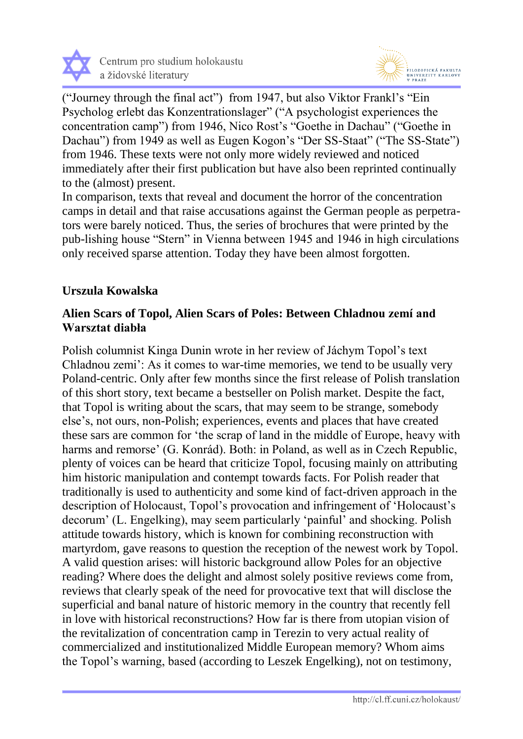("Journey through the final act") from 1947, but also Viktor Frankl's "Ein Psycholog erlebt das Konzentrationslager" ("A psychologist experiences the concentration camp") from 1946, Nico Rost's "Goethe in Dachau" ("Goethe in Dachau") from 1949 as well as Eugen Kogon's "Der SS-Staat" ("The SS-State") from 1946. These texts were not only more widely reviewed and noticed immediately after their first publication but have also been reprinted continually to the (almost) present.
In comparison, texts that reveal and document the horror of the concentration camps in detail and that raise accusations against the German people as perpetrators were barely noticed. Thus, the series of brochures that were printed by the pub-lishing house "Stern" in Vienna between 1945 and 1946 in high circulations only received sparse attention. Today they have been almost forgotten.

**Urszula Kowalska**

### Alien Scars of Topol, Alien Scars of Poles: Between Chladnou zemí and Warsztat diabła

Polish columnist Kinga Dunin wrote in her review of Jáchym Topol's text Chladnou zemi': As it comes to war-time memories, we tend to be usually very Poland-centric. Only after few months since the first release of Polish translation of this short story, text became a bestseller on Polish market. Despite the fact, that Topol is writing about the scars, that may seem to be strange, somebody else's, not ours, non-Polish; experiences, events and places that have created these sars are common for 'the scrap of land in the middle of Europe, heavy with harms and remorse' (G. Konrád). Both: in Poland, as well as in Czech Republic, plenty of voices can be heard that criticize Topol, focusing mainly on attributing him historic manipulation and contempt towards facts. For Polish reader that traditionally is used to authenticity and some kind of fact-driven approach in the description of Holocaust, Topol's provocation and infringement of 'Holocaust's decorum' (L. Engelking), may seem particularly 'painful' and shocking. Polish attitude towards history, which is known for combining reconstruction with martyrdom, gave reasons to question the reception of the newest work by Topol. A valid question arises: will historic background allow Poles for an objective reading? Where does the delight and almost solely positive reviews come from, reviews that clearly speak of the need for provocative text that will disclose the superficial and banal nature of historic memory in the country that recently fell in love with historical reconstructions? How far is there from utopian vision of the revitalization of concentration camp in Terezin to very actual reality of commercialized and institutionalized Middle European memory? Whom aims the Topol's warning, based (according to Leszek Engelking), not on testimony,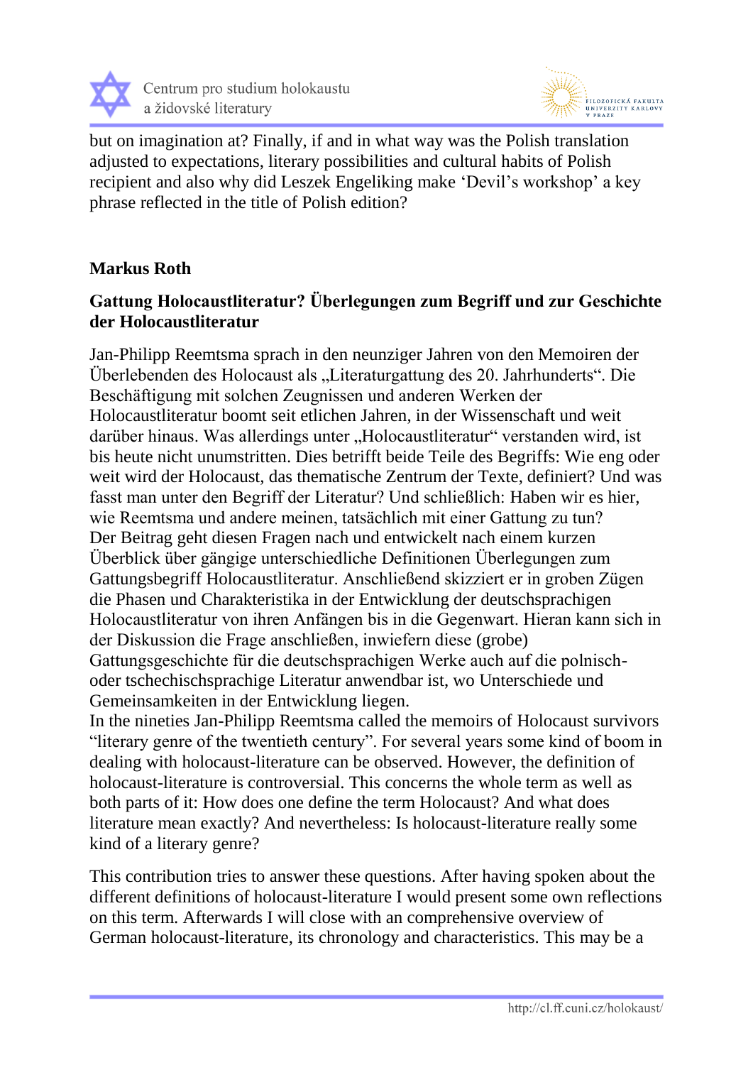but on imagination at? Finally, if and in what way was the Polish translation adjusted to expectations, literary possibilities and cultural habits of Polish recipient and also why did Leszek Engeliking make 'Devil's workshop' a key phrase reflected in the title of Polish edition?

**Markus Roth**

**Gattung Holocaustliteratur? Überlegungen zum Begriff und zur Geschichte der Holocaustliteratur**

Jan-Philipp Reemtsma sprach in den neunziger Jahren von den Memoiren der Überlebenden des Holocaust als „Literaturgattung des 20. Jahrhunderts". Die Beschäftigung mit solchen Zeugnissen und anderen Werken der Holocaustliteratur boomt seit etlichen Jahren, in der Wissenschaft und weit darüber hinaus. Was allerdings unter „Holocaustliteratur" verstanden wird, ist bis heute nicht unumstritten. Dies betrifft beide Teile des Begriffs: Wie eng oder weit wird der Holocaust, das thematische Zentrum der Texte, definiert? Und was fasst man unter den Begriff der Literatur? Und schließlich: Haben wir es hier, wie Reemtsma und andere meinen, tatsächlich mit einer Gattung zu tun?
Der Beitrag geht diesen Fragen nach und entwickelt nach einem kurzen Überblick über gängige unterschiedliche Definitionen Überlegungen zum Gattungsbegriff Holocaustliteratur. Anschließend skizziert er in groben Zügen die Phasen und Charakteristika in der Entwicklung der deutschsprachigen Holocaustliteratur von ihren Anfängen bis in die Gegenwart. Hieran kann sich in der Diskussion die Frage anschließen, inwiefern diese (grobe) Gattungsgeschichte für die deutschsprachigen Werke auch auf die polnisch- oder tschechischsprachige Literatur anwendbar ist, wo Unterschiede und Gemeinsamkeiten in der Entwicklung liegen.
In the nineties Jan-Philipp Reemtsma called the memoirs of Holocaust survivors "literary genre of the twentieth century". For several years some kind of boom in dealing with holocaust-literature can be observed. However, the definition of holocaust-literature is controversial. This concerns the whole term as well as both parts of it: How does one define the term Holocaust? And what does literature mean exactly? And nevertheless: Is holocaust-literature really some kind of a literary genre?

This contribution tries to answer these questions. After having spoken about the different definitions of holocaust-literature I would present some own reflections on this term. Afterwards I will close with an comprehensive overview of German holocaust-literature, its chronology and characteristics. This may be a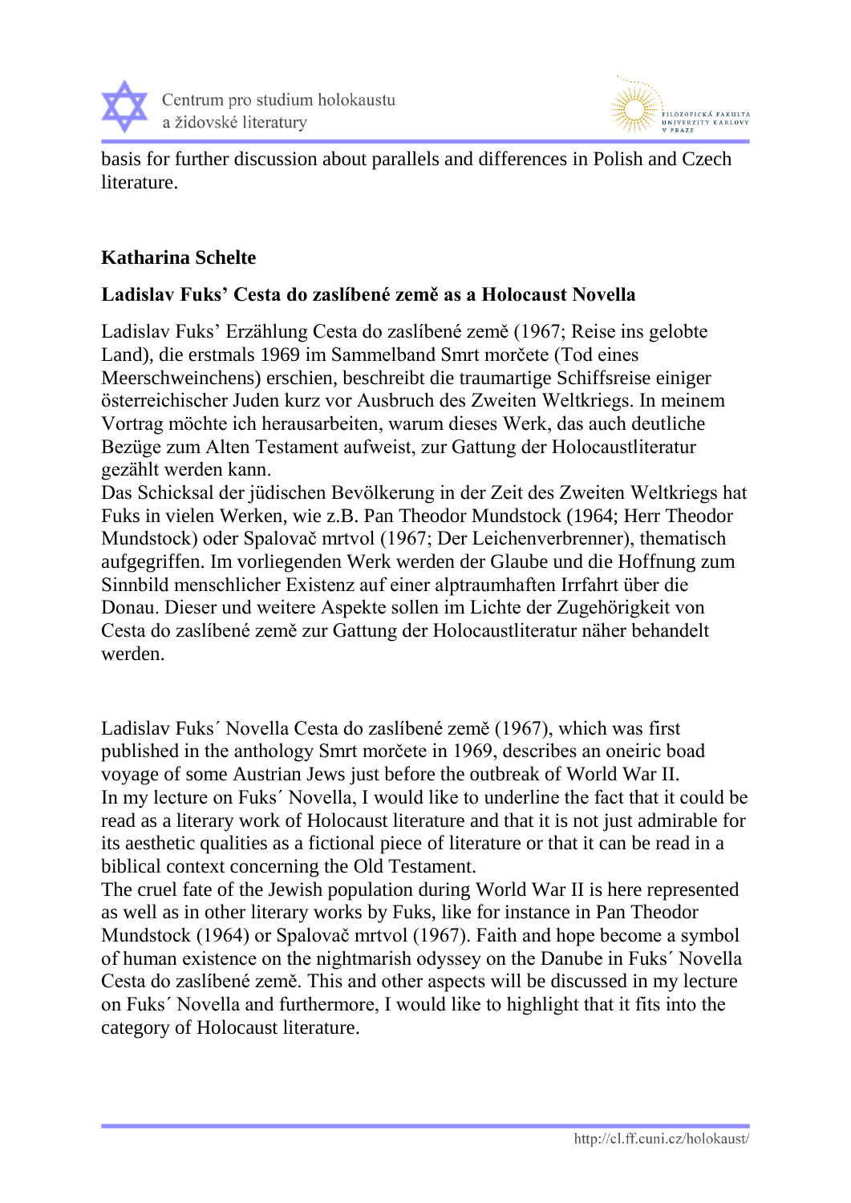basis for further discussion about parallels and differences in Polish and Czech literature.

**Katharina Schelte**

**Ladislav Fuks' Cesta do zaslíbené země as a Holocaust Novella**

Ladislav Fuks' Erzählung Cesta do zaslíbené země (1967; Reise ins gelobte Land), die erstmals 1969 im Sammelband Smrt morčete (Tod eines Meerschweinchens) erschien, beschreibt die traumartige Schiffsreise einiger österreichischer Juden kurz vor Ausbruch des Zweiten Weltkriegs. In meinem Vortrag möchte ich herausarbeiten, warum dieses Werk, das auch deutliche Bezüge zum Alten Testament aufweist, zur Gattung der Holocaustliteratur gezählt werden kann.
Das Schicksal der jüdischen Bevölkerung in der Zeit des Zweiten Weltkriegs hat Fuks in vielen Werken, wie z.B. Pan Theodor Mundstock (1964; Herr Theodor Mundstock) oder Spalovač mrtvol (1967; Der Leichenverbrenner), thematisch aufgegriffen. Im vorliegenden Werk werden der Glaube und die Hoffnung zum Sinnbild menschlicher Existenz auf einer alptraumhaften Irrfahrt über die Donau. Dieser und weitere Aspekte sollen im Lichte der Zugehörigkeit von Cesta do zaslíbené země zur Gattung der Holocaustliteratur näher behandelt werden.

Ladislav Fuks´ Novella Cesta do zaslíbené země (1967), which was first published in the anthology Smrt morčete in 1969, describes an oneiric boad voyage of some Austrian Jews just before the outbreak of World War II.
In my lecture on Fuks´ Novella, I would like to underline the fact that it could be read as a literary work of Holocaust literature and that it is not just admirable for its aesthetic qualities as a fictional piece of literature or that it can be read in a biblical context concerning the Old Testament.
The cruel fate of the Jewish population during World War II is here represented as well as in other literary works by Fuks, like for instance in Pan Theodor Mundstock (1964) or Spalovač mrtvol (1967). Faith and hope become a symbol of human existence on the nightmarish odyssey on the Danube in Fuks´ Novella Cesta do zaslíbené země. This and other aspects will be discussed in my lecture on Fuks´ Novella and furthermore, I would like to highlight that it fits into the category of Holocaust literature.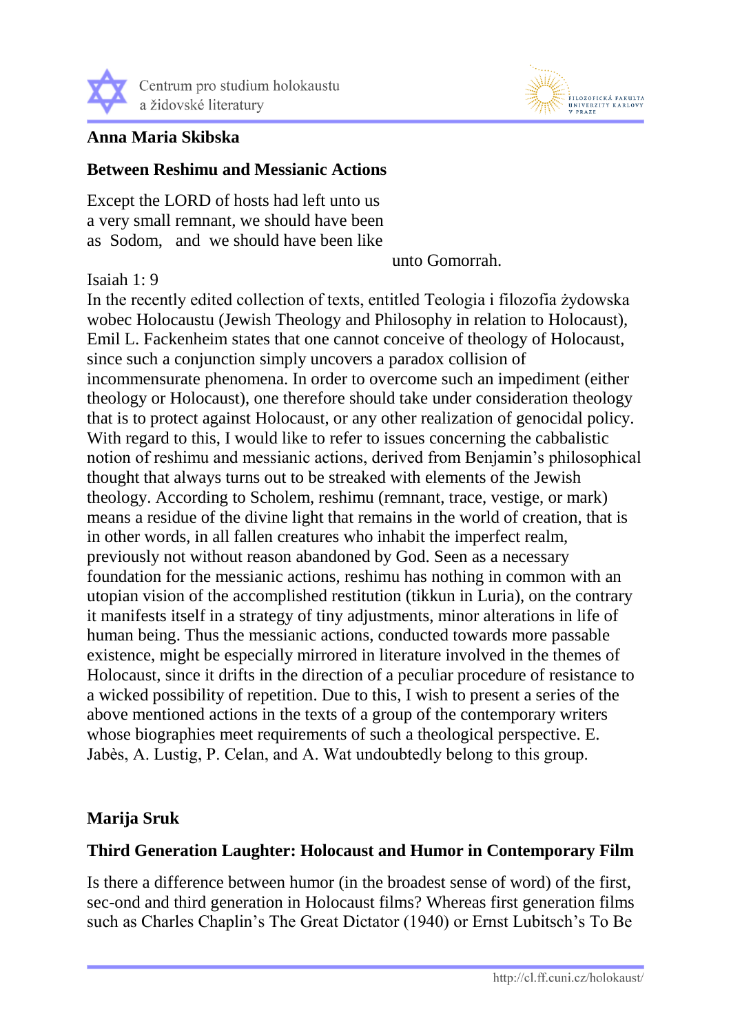**Anna Maria Skibska**

**Between Reshimu and Messianic Actions**

Except the LORD of hosts had left unto us
a very small remnant, we should have been
as Sodom, and we should have been like
unto Gomorrah.

Isaiah 1: 9

In the recently edited collection of texts, entitled Teologia i filozofia żydowska wobec Holocaustu (Jewish Theology and Philosophy in relation to Holocaust), Emil L. Fackenheim states that one cannot conceive of theology of Holocaust, since such a conjunction simply uncovers a paradox collision of incommensurate phenomena. In order to overcome such an impediment (either theology or Holocaust), one therefore should take under consideration theology that is to protect against Holocaust, or any other realization of genocidal policy. With regard to this, I would like to refer to issues concerning the cabbalistic notion of reshimu and messianic actions, derived from Benjamin's philosophical thought that always turns out to be streaked with elements of the Jewish theology. According to Scholem, reshimu (remnant, trace, vestige, or mark) means a residue of the divine light that remains in the world of creation, that is in other words, in all fallen creatures who inhabit the imperfect realm, previously not without reason abandoned by God. Seen as a necessary foundation for the messianic actions, reshimu has nothing in common with an utopian vision of the accomplished restitution (tikkun in Luria), on the contrary it manifests itself in a strategy of tiny adjustments, minor alterations in life of human being. Thus the messianic actions, conducted towards more passable existence, might be especially mirrored in literature involved in the themes of Holocaust, since it drifts in the direction of a peculiar procedure of resistance to a wicked possibility of repetition. Due to this, I wish to present a series of the above mentioned actions in the texts of a group of the contemporary writers whose biographies meet requirements of such a theological perspective. E. Jabès, A. Lustig, P. Celan, and A. Wat undoubtedly belong to this group.

**Marija Sruk**

**Third Generation Laughter: Holocaust and Humor in Contemporary Film**

Is there a difference between humor (in the broadest sense of word) of the first, sec-ond and third generation in Holocaust films? Whereas first generation films such as Charles Chaplin's The Great Dictator (1940) or Ernst Lubitsch's To Be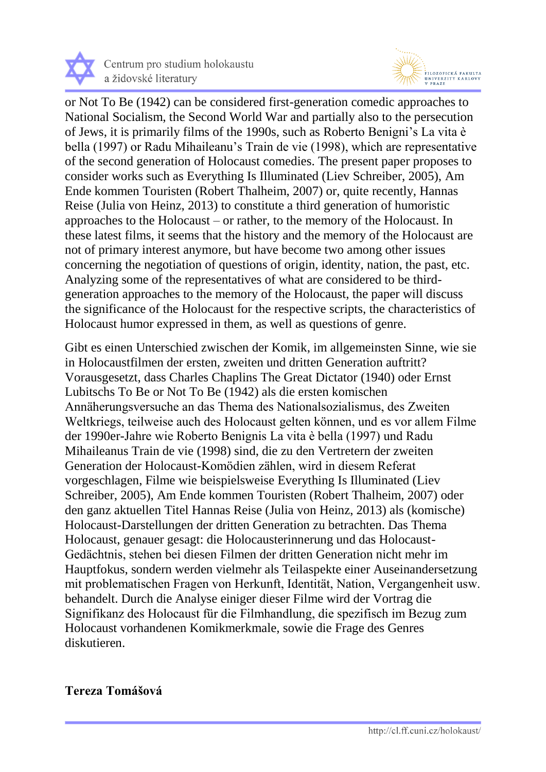or Not To Be (1942) can be considered first-generation comedic approaches to National Socialism, the Second World War and partially also to the persecution of Jews, it is primarily films of the 1990s, such as Roberto Benigni's La vita è bella (1997) or Radu Mihaileanu's Train de vie (1998), which are representative of the second generation of Holocaust comedies. The present paper proposes to consider works such as Everything Is Illuminated (Liev Schreiber, 2005), Am Ende kommen Touristen (Robert Thalheim, 2007) or, quite recently, Hannas Reise (Julia von Heinz, 2013) to constitute a third generation of humoristic approaches to the Holocaust – or rather, to the memory of the Holocaust. In these latest films, it seems that the history and the memory of the Holocaust are not of primary interest anymore, but have become two among other issues concerning the negotiation of questions of origin, identity, nation, the past, etc. Analyzing some of the representatives of what are considered to be third-generation approaches to the memory of the Holocaust, the paper will discuss the significance of the Holocaust for the respective scripts, the characteristics of Holocaust humor expressed in them, as well as questions of genre.

Gibt es einen Unterschied zwischen der Komik, im allgemeinsten Sinne, wie sie in Holocaustfilmen der ersten, zweiten und dritten Generation auftritt? Vorausgesetzt, dass Charles Chaplins The Great Dictator (1940) oder Ernst Lubitschs To Be or Not To Be (1942) als die ersten komischen Annäherungsversuche an das Thema des Nationalsozialismus, des Zweiten Weltkriegs, teilweise auch des Holocaust gelten können, und es vor allem Filme der 1990er-Jahre wie Roberto Benignis La vita è bella (1997) und Radu Mihaileanus Train de vie (1998) sind, die zu den Vertretern der zweiten Generation der Holocaust-Komödien zählen, wird in diesem Referat vorgeschlagen, Filme wie beispielsweise Everything Is Illuminated (Liev Schreiber, 2005), Am Ende kommen Touristen (Robert Thalheim, 2007) oder den ganz aktuellen Titel Hannas Reise (Julia von Heinz, 2013) als (komische) Holocaust-Darstellungen der dritten Generation zu betrachten. Das Thema Holocaust, genauer gesagt: die Holocausterinnerung und das Holocaust-Gedächtnis, stehen bei diesen Filmen der dritten Generation nicht mehr im Hauptfokus, sondern werden vielmehr als Teilaspekte einer Auseinandersetzung mit problematischen Fragen von Herkunft, Identität, Nation, Vergangenheit usw. behandelt. Durch die Analyse einiger dieser Filme wird der Vortrag die Signifikanz des Holocaust für die Filmhandlung, die spezifisch im Bezug zum Holocaust vorhandenen Komikmerkmale, sowie die Frage des Genres diskutieren.

**Tereza Tomášová**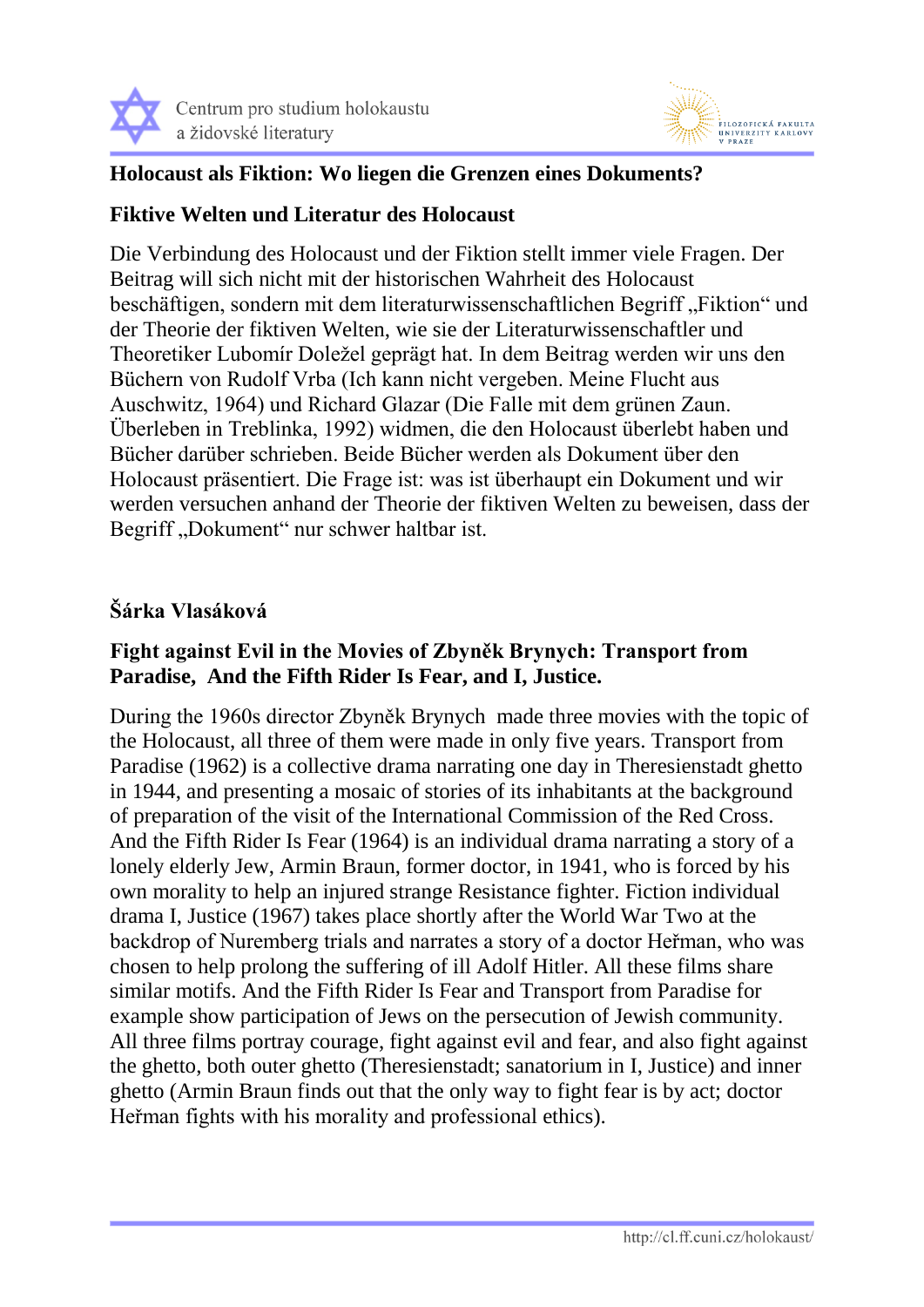**Holocaust als Fiktion: Wo liegen die Grenzen eines Dokuments?**

**Fiktive Welten und Literatur des Holocaust**

Die Verbindung des Holocaust und der Fiktion stellt immer viele Fragen. Der Beitrag will sich nicht mit der historischen Wahrheit des Holocaust beschäftigen, sondern mit dem literaturwissenschaftlichen Begriff „Fiktion“ und der Theorie der fiktiven Welten, wie sie der Literaturwissenschaftler und Theoretiker Lubomír Doležel geprägt hat. In dem Beitrag werden wir uns den Büchern von Rudolf Vrba (Ich kann nicht vergeben. Meine Flucht aus Auschwitz, 1964) und Richard Glazar (Die Falle mit dem grünen Zaun. Überleben in Treblinka, 1992) widmen, die den Holocaust überlebt haben und Bücher darüber schrieben. Beide Bücher werden als Dokument über den Holocaust präsentiert. Die Frage ist: was ist überhaupt ein Dokument und wir werden versuchen anhand der Theorie der fiktiven Welten zu beweisen, dass der Begriff „Dokument“ nur schwer haltbar ist.

**Šárka Vlasáková**

**Fight against Evil in the Movies of Zbyněk Brynych: Transport from Paradise, And the Fifth Rider Is Fear, and I, Justice.**

During the 1960s director Zbyněk Brynych made three movies with the topic of the Holocaust, all three of them were made in only five years. Transport from Paradise (1962) is a collective drama narrating one day in Theresienstadt ghetto in 1944, and presenting a mosaic of stories of its inhabitants at the background of preparation of the visit of the International Commission of the Red Cross. And the Fifth Rider Is Fear (1964) is an individual drama narrating a story of a lonely elderly Jew, Armin Braun, former doctor, in 1941, who is forced by his own morality to help an injured strange Resistance fighter. Fiction individual drama I, Justice (1967) takes place shortly after the World War Two at the backdrop of Nuremberg trials and narrates a story of a doctor Heřman, who was chosen to help prolong the suffering of ill Adolf Hitler. All these films share similar motifs. And the Fifth Rider Is Fear and Transport from Paradise for example show participation of Jews on the persecution of Jewish community. All three films portray courage, fight against evil and fear, and also fight against the ghetto, both outer ghetto (Theresienstadt; sanatorium in I, Justice) and inner ghetto (Armin Braun finds out that the only way to fight fear is by act; doctor Heřman fights with his morality and professional ethics).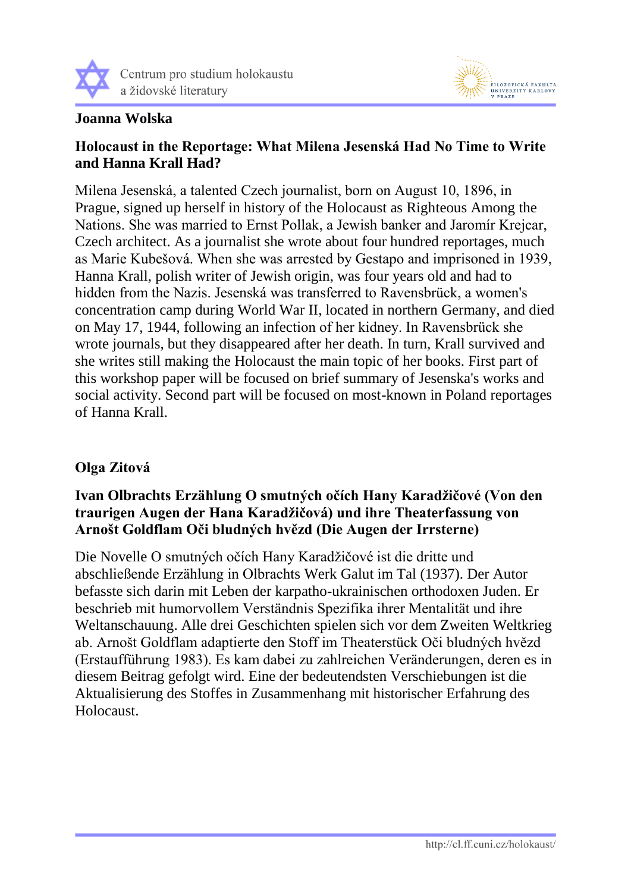**Joanna Wolska**

## Holocaust in the Reportage: What Milena Jesenská Had No Time to Write and Hanna Krall Had?

Milena Jesenská, a talented Czech journalist, born on August 10, 1896, in Prague, signed up herself in history of the Holocaust as Righteous Among the Nations. She was married to Ernst Pollak, a Jewish banker and Jaromír Krejcar, Czech architect. As a journalist she wrote about four hundred reportages, much as Marie Kubešová. When she was arrested by Gestapo and imprisoned in 1939, Hanna Krall, polish writer of Jewish origin, was four years old and had to hidden from the Nazis. Jesenská was transferred to Ravensbrück, a women's concentration camp during World War II, located in northern Germany, and died on May 17, 1944, following an infection of her kidney. In Ravensbrück she wrote journals, but they disappeared after her death. In turn, Krall survived and she writes still making the Holocaust the main topic of her books. First part of this workshop paper will be focused on brief summary of Jesenska's works and social activity. Second part will be focused on most-known in Poland reportages of Hanna Krall.

**Olga Zitová**

## Ivan Olbrachts Erzählung O smutných očích Hany Karadžičové (Von den traurigen Augen der Hana Karadžičová) und ihre Theaterfassung von Arnošt Goldflam Oči bludných hvězd (Die Augen der Irrsterne)

Die Novelle O smutných očích Hany Karadžičové ist die dritte und abschließende Erzählung in Olbrachts Werk Galut im Tal (1937). Der Autor befasste sich darin mit Leben der karpatho-ukrainischen orthodoxen Juden. Er beschrieb mit humorvollem Verständnis Spezifika ihrer Mentalität und ihre Weltanschauung. Alle drei Geschichten spielen sich vor dem Zweiten Weltkrieg ab. Arnošt Goldflam adaptierte den Stoff im Theaterstück Oči bludných hvězd (Erstaufführung 1983). Es kam dabei zu zahlreichen Veränderungen, deren es in diesem Beitrag gefolgt wird. Eine der bedeutendsten Verschiebungen ist die Aktualisierung des Stoffes in Zusammenhang mit historischer Erfahrung des Holocaust.